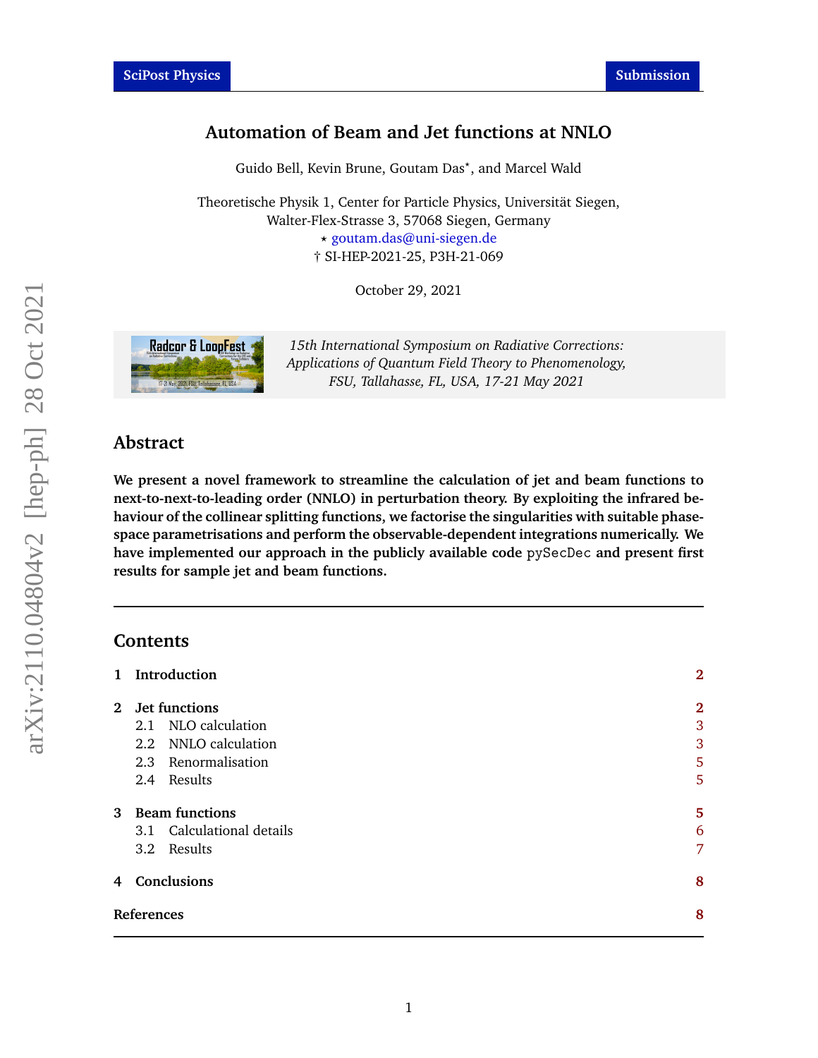SciPost Physics — Submission

# Automation of Beam and Jet functions at NNLO

Guido Bell, Kevin Brune, Goutam Das*, and Marcel Wald

Theoretische Physik 1, Center for Particle Physics, Universität Siegen, Walter-Flex-Strasse 3, 57068 Siegen, Germany

* goutam.das@uni-siegen.de

† SI-HEP-2021-25, P3H-21-069

October 29, 2021

*15th International Symposium on Radiative Corrections: Applications of Quantum Field Theory to Phenomenology, FSU, Tallahasse, FL, USA, 17-21 May 2021*

## Abstract

**We present a novel framework to streamline the calculation of jet and beam functions to next-to-next-to-leading order (NNLO) in perturbation theory. By exploiting the infrared behaviour of the collinear splitting functions, we factorise the singularities with suitable phase-space parametrisations and perform the observable-dependent integrations numerically. We have implemented our approach in the publicly available code** `pySecDec` **and present first results for sample jet and beam functions.**

---

## Contents

| | |
|---|---|
| **1 Introduction** | **2** |
| **2 Jet functions** | **2** |
| 2.1 NLO calculation | 3 |
| 2.2 NNLO calculation | 3 |
| 2.3 Renormalisation | 5 |
| 2.4 Results | 5 |
| **3 Beam functions** | **5** |
| 3.1 Calculational details | 6 |
| 3.2 Results | 7 |
| **4 Conclusions** | **8** |
| **References** | **8** |

---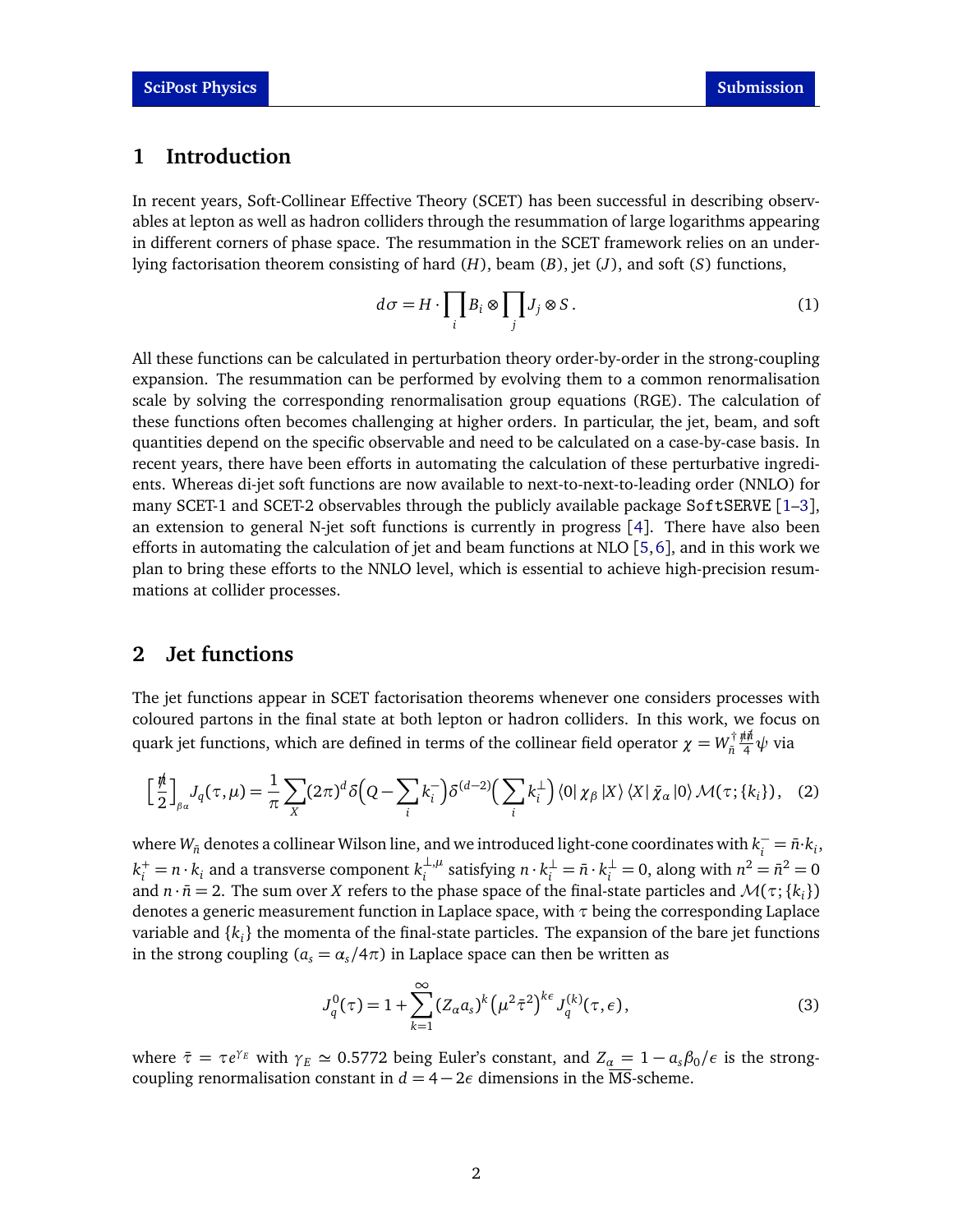## 1 Introduction

In recent years, Soft-Collinear Effective Theory (SCET) has been successful in describing observables at lepton as well as hadron colliders through the resummation of large logarithms appearing in different corners of phase space. The resummation in the SCET framework relies on an underlying factorisation theorem consisting of hard ($H$), beam ($B$), jet ($J$), and soft ($S$) functions,

$$d\sigma = H \cdot \prod_i B_i \otimes \prod_j J_j \otimes S \,. \tag{1}$$

All these functions can be calculated in perturbation theory order-by-order in the strong-coupling expansion. The resummation can be performed by evolving them to a common renormalisation scale by solving the corresponding renormalisation group equations (RGE). The calculation of these functions often becomes challenging at higher orders. In particular, the jet, beam, and soft quantities depend on the specific observable and need to be calculated on a case-by-case basis. In recent years, there have been efforts in automating the calculation of these perturbative ingredients. Whereas di-jet soft functions are now available to next-to-next-to-leading order (NNLO) for many SCET-1 and SCET-2 observables through the publicly available package `SoftSERVE` [1–3], an extension to general N-jet soft functions is currently in progress [4]. There have also been efforts in automating the calculation of jet and beam functions at NLO [5,6], and in this work we plan to bring these efforts to the NNLO level, which is essential to achieve high-precision resummations at collider processes.

## 2 Jet functions

The jet functions appear in SCET factorisation theorems whenever one considers processes with coloured partons in the final state at both lepton or hadron colliders. In this work, we focus on quark jet functions, which are defined in terms of the collinear field operator $\chi = W_{\bar{n}}^{\dagger} \frac{\not{n}\not{\bar{n}}}{4} \psi$ via

$$\Big[\frac{\not{n}}{2}\Big]_{\beta\alpha} J_q(\tau,\mu) = \frac{1}{\pi}\sum_X (2\pi)^d \delta\Big(Q - \sum_i k_i^-\Big)\, \delta^{(d-2)}\Big(\sum_i k_i^{\perp}\Big) \langle 0|\, \chi_\beta \,|X\rangle \langle X|\, \bar{\chi}_\alpha \,|0\rangle\, \mathcal{M}(\tau;\{k_i\}), \tag{2}$$

where $W_{\bar{n}}$ denotes a collinear Wilson line, and we introduced light-cone coordinates with $k_i^- = \bar{n}\cdot k_i$, $k_i^+ = n\cdot k_i$ and a transverse component $k_i^{\perp,\mu}$ satisfying $n\cdot k_i^{\perp} = \bar{n}\cdot k_i^{\perp} = 0$, along with $n^2 = \bar{n}^2 = 0$ and $n\cdot\bar{n} = 2$. The sum over $X$ refers to the phase space of the final-state particles and $\mathcal{M}(\tau;\{k_i\})$ denotes a generic measurement function in Laplace space, with $\tau$ being the corresponding Laplace variable and $\{k_i\}$ the momenta of the final-state particles. The expansion of the bare jet functions in the strong coupling ($a_s = \alpha_s/4\pi$) in Laplace space can then be written as

$$J_q^0(\tau) = 1 + \sum_{k=1}^{\infty} (Z_\alpha a_s)^k \left(\mu^2 \bar{\tau}^2\right)^{k\epsilon} J_q^{(k)}(\tau,\epsilon)\,, \tag{3}$$

where $\bar{\tau} = \tau e^{\gamma_E}$ with $\gamma_E \simeq 0.5772$ being Euler's constant, and $Z_\alpha = 1 - a_s\beta_0/\epsilon$ is the strong-coupling renormalisation constant in $d = 4-2\epsilon$ dimensions in the $\overline{\text{MS}}$-scheme.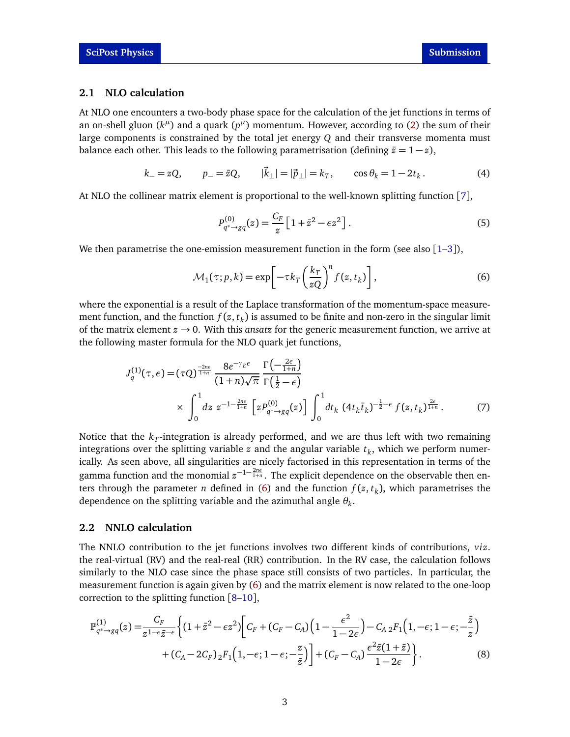### 2.1 NLO calculation

At NLO one encounters a two-body phase space for the calculation of the jet functions in terms of an on-shell gluon ($k^\mu$) and a quark ($p^\mu$) momentum. However, according to (2) the sum of their large components is constrained by the total jet energy $Q$ and their transverse momenta must balance each other. This leads to the following parametrisation (defining $\bar{z} = 1 - z$),

$$k_- = zQ, \qquad p_- = \bar{z}Q, \qquad |\vec{k}_\perp| = |\vec{p}_\perp| = k_T, \qquad \cos\theta_k = 1 - 2t_k\,. \tag{4}$$

At NLO the collinear matrix element is proportional to the well-known splitting function [7],

$$P^{(0)}_{q^*\to gq}(z) = \frac{C_F}{z}\left[1 + \bar{z}^2 - \epsilon z^2\right]. \tag{5}$$

We then parametrise the one-emission measurement function in the form (see also [1–3]),

$$\mathcal{M}_1(\tau; p, k) = \exp\!\left[-\tau k_T \left(\frac{k_T}{zQ}\right)^n f(z, t_k)\right], \tag{6}$$

where the exponential is a result of the Laplace transformation of the momentum-space measurement function, and the function $f(z, t_k)$ is assumed to be finite and non-zero in the singular limit of the matrix element $z \to 0$. With this *ansatz* for the generic measurement function, we arrive at the following master formula for the NLO quark jet functions,

$$\begin{aligned}
J_q^{(1)}(\tau, \epsilon) = (\tau Q)^{\frac{-2n\epsilon}{1+n}} \,&\frac{8e^{-\gamma_E \epsilon}}{(1+n)\sqrt{\pi}}\, \frac{\Gamma\!\left(-\frac{2\epsilon}{1+n}\right)}{\Gamma\!\left(\frac{1}{2} - \epsilon\right)} \\
&\times \int_0^1 dz\; z^{-1-\frac{2n\epsilon}{1+n}} \left[z P^{(0)}_{q^*\to gq}(z)\right] \int_0^1 dt_k\; (4t_k \bar{t}_k)^{-\frac{1}{2}-\epsilon}\, f(z, t_k)^{\frac{2\epsilon}{1+n}}\,.
\end{aligned} \tag{7}$$

Notice that the $k_T$-integration is already performed, and we are thus left with two remaining integrations over the splitting variable $z$ and the angular variable $t_k$, which we perform numerically. As seen above, all singularities are nicely factorised in this representation in terms of the gamma function and the monomial $z^{-1-\frac{2n\epsilon}{1+n}}$. The explicit dependence on the observable then enters through the parameter $n$ defined in (6) and the function $f(z, t_k)$, which parametrises the dependence on the splitting variable and the azimuthal angle $\theta_k$.

### 2.2 NNLO calculation

The NNLO contribution to the jet functions involves two different kinds of contributions, *viz.* the real-virtual (RV) and the real-real (RR) contribution. In the RV case, the calculation follows similarly to the NLO case since the phase space still consists of two particles. In particular, the measurement function is again given by (6) and the matrix element is now related to the one-loop correction to the splitting function [8–10],

$$\begin{aligned}
\mathbb{P}^{(1)}_{q^*\to gq}(z) = \frac{C_F}{z^{1-\epsilon}\bar{z}^{-\epsilon}} \bigg\{ (1 + \bar{z}^2 - \epsilon z^2)\bigg[ C_F + (C_F - C_A)\Big(1 - \frac{\epsilon^2}{1-2\epsilon}\Big) - C_A\, {}_2F_1\Big(1, -\epsilon; 1-\epsilon; -\frac{\bar{z}}{z}\Big) \\
+ (C_A - 2C_F)\, {}_2F_1\Big(1, -\epsilon; 1-\epsilon; -\frac{z}{\bar{z}}\Big)\bigg] + (C_F - C_A)\,\frac{\epsilon^2 \bar{z}(1+\bar{z})}{1-2\epsilon} \bigg\}.
\end{aligned} \tag{8}$$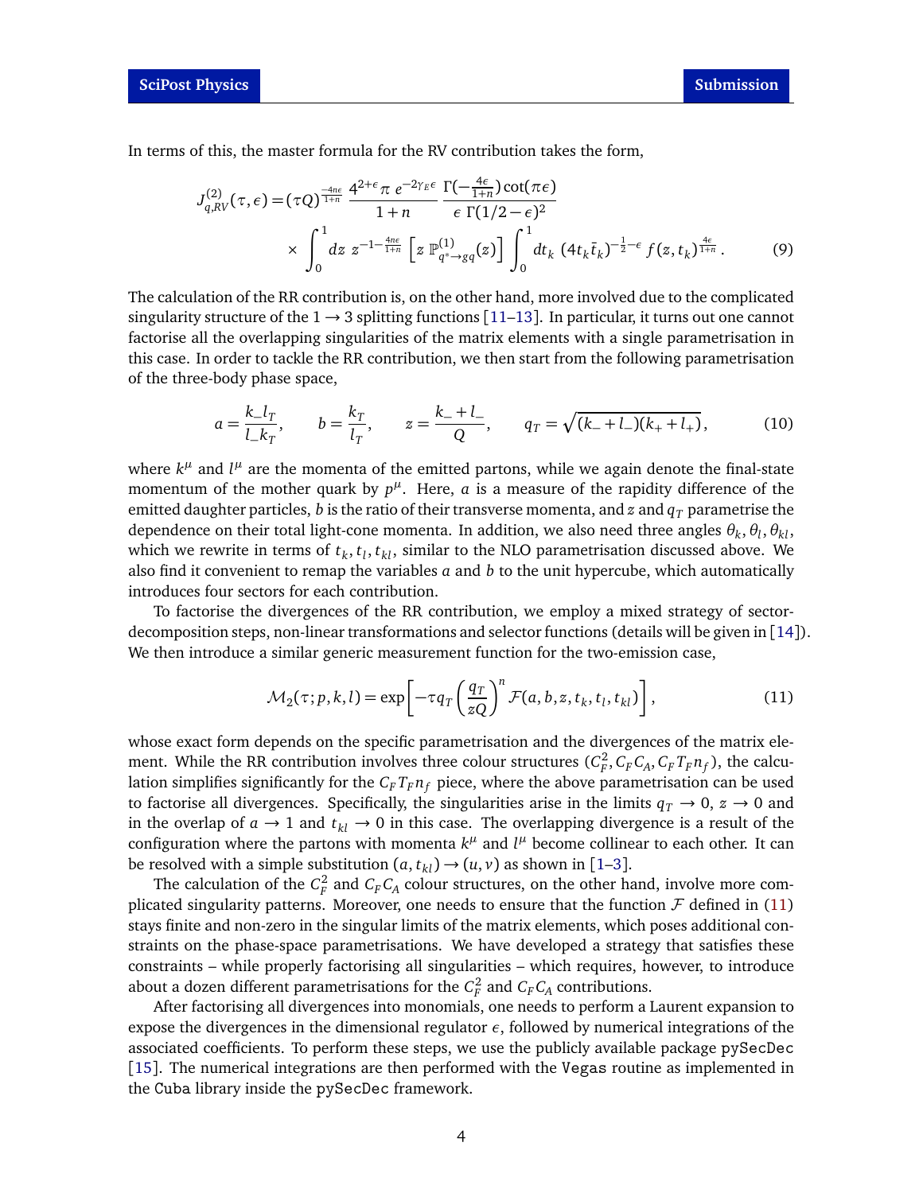In terms of this, the master formula for the RV contribution takes the form,

$$
J^{(2)}_{q,RV}(\tau,\epsilon) = (\tau Q)^{\frac{-4n\epsilon}{1+n}} \, \frac{4^{2+\epsilon}\pi \, e^{-2\gamma_E \epsilon}}{1+n} \, \frac{\Gamma(-\frac{4\epsilon}{1+n})\cot(\pi\epsilon)}{\epsilon \, \Gamma(1/2-\epsilon)^2}
\times \int_0^1 dz \; z^{-1-\frac{4n\epsilon}{1+n}} \left[ z \, \mathbb{P}^{(1)}_{q^*\to gq}(z) \right] \int_0^1 dt_k \; (4t_k\bar{t}_k)^{-\frac{1}{2}-\epsilon} \, f(z,t_k)^{\frac{4\epsilon}{1+n}} \,. \tag{9}
$$

The calculation of the RR contribution is, on the other hand, more involved due to the complicated singularity structure of the $1\to 3$ splitting functions [11–13]. In particular, it turns out one cannot factorise all the overlapping singularities of the matrix elements with a single parametrisation in this case. In order to tackle the RR contribution, we then start from the following parametrisation of the three-body phase space,

$$
a = \frac{k_- l_T}{l_- k_T}, \qquad b = \frac{k_T}{l_T}, \qquad z = \frac{k_- + l_-}{Q}, \qquad q_T = \sqrt{(k_- + l_-)(k_+ + l_+)}, \tag{10}
$$

where $k^\mu$ and $l^\mu$ are the momenta of the emitted partons, while we again denote the final-state momentum of the mother quark by $p^\mu$. Here, $a$ is a measure of the rapidity difference of the emitted daughter particles, $b$ is the ratio of their transverse momenta, and $z$ and $q_T$ parametrise the dependence on their total light-cone momenta. In addition, we also need three angles $\theta_k, \theta_l, \theta_{kl}$, which we rewrite in terms of $t_k, t_l, t_{kl}$, similar to the NLO parametrisation discussed above. We also find it convenient to remap the variables $a$ and $b$ to the unit hypercube, which automatically introduces four sectors for each contribution.

To factorise the divergences of the RR contribution, we employ a mixed strategy of sector-decomposition steps, non-linear transformations and selector functions (details will be given in [14]). We then introduce a similar generic measurement function for the two-emission case,

$$
\mathcal{M}_2(\tau; p,k,l) = \exp\left[ -\tau q_T \left( \frac{q_T}{zQ} \right)^n \mathcal{F}(a,b,z,t_k,t_l,t_{kl}) \right], \tag{11}
$$

whose exact form depends on the specific parametrisation and the divergences of the matrix element. While the RR contribution involves three colour structures ($C_F^2, C_F C_A, C_F T_F n_f$), the calculation simplifies significantly for the $C_F T_F n_f$ piece, where the above parametrisation can be used to factorise all divergences. Specifically, the singularities arise in the limits $q_T \to 0$, $z \to 0$ and in the overlap of $a \to 1$ and $t_{kl} \to 0$ in this case. The overlapping divergence is a result of the configuration where the partons with momenta $k^\mu$ and $l^\mu$ become collinear to each other. It can be resolved with a simple substitution $(a, t_{kl}) \to (u, v)$ as shown in [1–3].

The calculation of the $C_F^2$ and $C_F C_A$ colour structures, on the other hand, involve more complicated singularity patterns. Moreover, one needs to ensure that the function $\mathcal{F}$ defined in (11) stays finite and non-zero in the singular limits of the matrix elements, which poses additional constraints on the phase-space parametrisations. We have developed a strategy that satisfies these constraints – while properly factorising all singularities – which requires, however, to introduce about a dozen different parametrisations for the $C_F^2$ and $C_F C_A$ contributions.

After factorising all divergences into monomials, one needs to perform a Laurent expansion to expose the divergences in the dimensional regulator $\epsilon$, followed by numerical integrations of the associated coefficients. To perform these steps, we use the publicly available package `pySecDec` [15]. The numerical integrations are then performed with the `Vegas` routine as implemented in the `Cuba` library inside the `pySecDec` framework.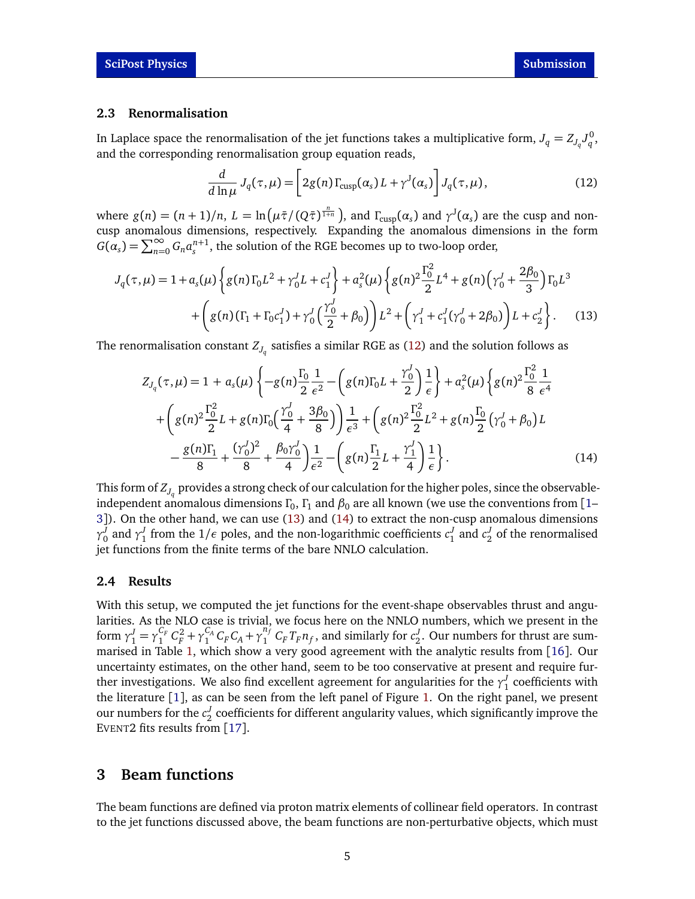### 2.3 Renormalisation

In Laplace space the renormalisation of the jet functions takes a multiplicative form, $J_q = Z_{J_q} J_q^0$, and the corresponding renormalisation group equation reads,

$$\frac{d}{d\ln\mu}\, J_q(\tau,\mu) = \Big[ 2g(n)\,\Gamma_{\rm cusp}(\alpha_s)\, L + \gamma^J(\alpha_s) \Big]\, J_q(\tau,\mu)\,, \tag{12}$$

where $g(n) = (n+1)/n$, $L = \ln\big(\mu\bar\tau/(Q\bar\tau)^{\frac{n}{1+n}}\big)$, and $\Gamma_{\rm cusp}(\alpha_s)$ and $\gamma^J(\alpha_s)$ are the cusp and non-cusp anomalous dimensions, respectively. Expanding the anomalous dimensions in the form $G(\alpha_s) = \sum_{n=0}^{\infty} G_n a_s^{n+1}$, the solution of the RGE becomes up to two-loop order,

$$\begin{aligned}
J_q(\tau,\mu) = 1 + a_s(\mu)\Big\{ g(n)\,\Gamma_0 L^2 + \gamma_0^J L + c_1^J \Big\} + a_s^2(\mu)\Big\{ g(n)^2 \frac{\Gamma_0^2}{2} L^4 + g(n)\Big(\gamma_0^J + \frac{2\beta_0}{3}\Big)\Gamma_0 L^3 \\
+ \bigg( g(n)\big(\Gamma_1 + \Gamma_0 c_1^J\big) + \gamma_0^J\Big(\frac{\gamma_0^J}{2} + \beta_0\Big)\bigg) L^2 + \Big(\gamma_1^J + c_1^J(\gamma_0^J + 2\beta_0)\Big) L + c_2^J \Big\}.
\end{aligned} \tag{13}$$

The renormalisation constant $Z_{J_q}$ satisfies a similar RGE as (12) and the solution follows as

$$\begin{aligned}
Z_{J_q}(\tau,\mu) = 1 \,+\, a_s(\mu)\Big\{ -g(n)\frac{\Gamma_0}{2}\frac{1}{\epsilon^2} - \Big( g(n)\Gamma_0 L + \frac{\gamma_0^J}{2}\Big)\frac{1}{\epsilon} \Big\} + a_s^2(\mu)\Big\{ g(n)^2 \frac{\Gamma_0^2}{8}\frac{1}{\epsilon^4} \\
+ \bigg( g(n)^2\frac{\Gamma_0^2}{2} L + g(n)\Gamma_0\Big(\frac{\gamma_0^J}{4} + \frac{3\beta_0}{8}\Big)\bigg)\frac{1}{\epsilon^3} + \bigg( g(n)^2\frac{\Gamma_0^2}{2} L^2 + g(n)\frac{\Gamma_0}{2}\big(\gamma_0^J + \beta_0\big) L \\
- \frac{g(n)\Gamma_1}{8} + \frac{(\gamma_0^J)^2}{8} + \frac{\beta_0\gamma_0^J}{4}\bigg)\frac{1}{\epsilon^2} - \Big( g(n)\frac{\Gamma_1}{2} L + \frac{\gamma_1^J}{4}\Big)\frac{1}{\epsilon} \Big\}.
\end{aligned} \tag{14}$$

This form of $Z_{J_q}$ provides a strong check of our calculation for the higher poles, since the observable-independent anomalous dimensions $\Gamma_0$, $\Gamma_1$ and $\beta_0$ are all known (we use the conventions from [1–3]). On the other hand, we can use (13) and (14) to extract the non-cusp anomalous dimensions $\gamma_0^J$ and $\gamma_1^J$ from the $1/\epsilon$ poles, and the non-logarithmic coefficients $c_1^J$ and $c_2^J$ of the renormalised jet functions from the finite terms of the bare NNLO calculation.

### 2.4 Results

With this setup, we computed the jet functions for the event-shape observables thrust and angularities. As the NLO case is trivial, we focus here on the NNLO numbers, which we present in the form $\gamma_1^J = \gamma_1^{C_F} C_F^2 + \gamma_1^{C_A} C_F C_A + \gamma_1^{n_f} C_F T_F n_f$, and similarly for $c_2^J$. Our numbers for thrust are summarised in Table 1, which show a very good agreement with the analytic results from [16]. Our uncertainty estimates, on the other hand, seem to be too conservative at present and require further investigations. We also find excellent agreement for angularities for the $\gamma_1^J$ coefficients with the literature [1], as can be seen from the left panel of Figure 1. On the right panel, we present our numbers for the $c_2^J$ coefficients for different angularity values, which significantly improve the EVENT2 fits results from [17].

## 3 Beam functions

The beam functions are defined via proton matrix elements of collinear field operators. In contrast to the jet functions discussed above, the beam functions are non-perturbative objects, which must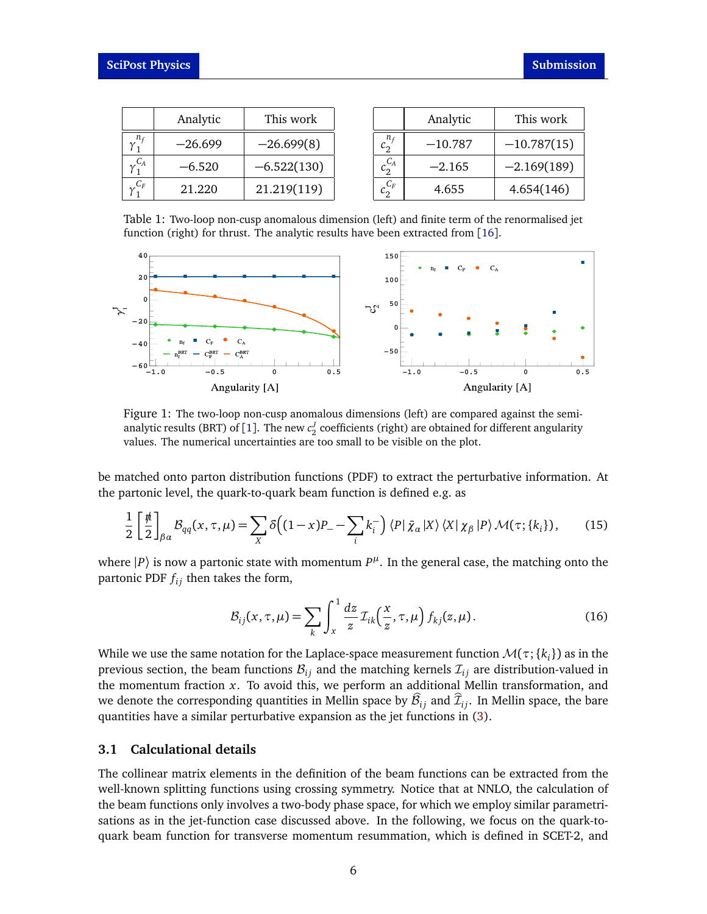| | Analytic | This work |
|---|---|---|
| $\gamma_1^{n_f}$ | −26.699 | −26.699(8) |
| $\gamma_1^{C_A}$ | −6.520 | −6.522(130) |
| $\gamma_1^{C_F}$ | 21.220 | 21.219(119) |

| | Analytic | This work |
|---|---|---|
| $c_2^{n_f}$ | −10.787 | −10.787(15) |
| $c_2^{C_A}$ | −2.165 | −2.169(189) |
| $c_2^{C_F}$ | 4.655 | 4.654(146) |

Table 1: Two-loop non-cusp anomalous dimension (left) and finite term of the renormalised jet function (right) for thrust. The analytic results have been extracted from [16].

Figure 1: The two-loop non-cusp anomalous dimensions (left) are compared against the semi-analytic results (BRT) of [1]. The new $c_2^J$ coefficients (right) are obtained for different angularity values. The numerical uncertainties are too small to be visible on the plot.

be matched onto parton distribution functions (PDF) to extract the perturbative information. At the partonic level, the quark-to-quark beam function is defined e.g. as

$$\frac{1}{2}\left[\frac{\not{n}}{2}\right]_{\beta\alpha} \mathcal{B}_{qq}(x,\tau,\mu) = \sum_X \delta\Big((1-x)P_- - \sum_i k_i^-\Big) \langle P|\,\bar{\chi}_\alpha\,|X\rangle \langle X|\,\chi_\beta\,|P\rangle\, \mathcal{M}(\tau;\{k_i\})\,, \tag{15}$$

where $|P\rangle$ is now a partonic state with momentum $P^\mu$. In the general case, the matching onto the partonic PDF $f_{ij}$ then takes the form,

$$\mathcal{B}_{ij}(x,\tau,\mu) = \sum_k \int_x^1 \frac{dz}{z}\, \mathcal{I}_{ik}\Big(\frac{x}{z},\tau,\mu\Big)\, f_{kj}(z,\mu)\,. \tag{16}$$

While we use the same notation for the Laplace-space measurement function $\mathcal{M}(\tau;\{k_i\})$ as in the previous section, the beam functions $\mathcal{B}_{ij}$ and the matching kernels $\mathcal{I}_{ij}$ are distribution-valued in the momentum fraction $x$. To avoid this, we perform an additional Mellin transformation, and we denote the corresponding quantities in Mellin space by $\widehat{\mathcal{B}}_{ij}$ and $\widehat{\mathcal{I}}_{ij}$. In Mellin space, the bare quantities have a similar perturbative expansion as the jet functions in (3).

### 3.1 Calculational details

The collinear matrix elements in the definition of the beam functions can be extracted from the well-known splitting functions using crossing symmetry. Notice that at NNLO, the calculation of the beam functions only involves a two-body phase space, for which we employ similar parametrisations as in the jet-function case discussed above. In the following, we focus on the quark-to-quark beam function for transverse momentum resummation, which is defined in SCET-2, and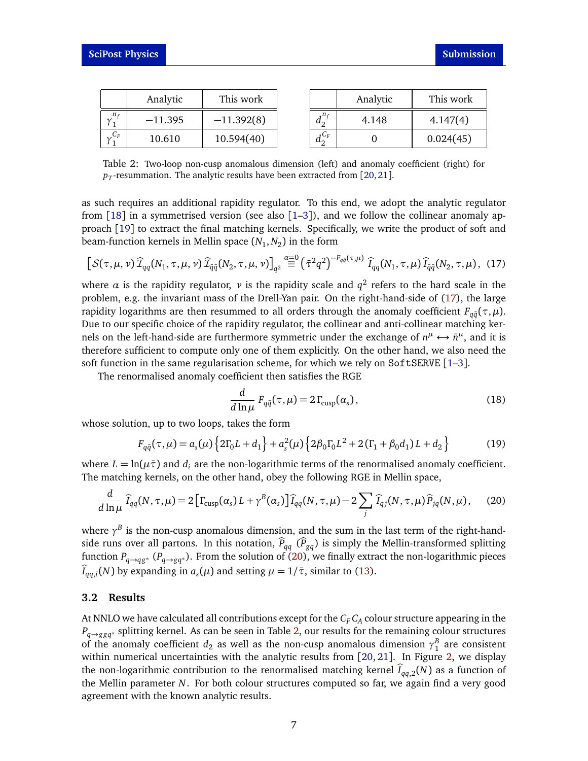|  | Analytic | This work |
|---|---|---|
| $\gamma_1^{n_f}$ | $-11.395$ | $-11.392(8)$ |
| $\gamma_1^{C_F}$ | $10.610$ | $10.594(40)$ |

|  | Analytic | This work |
|---|---|---|
| $d_2^{n_f}$ | $4.148$ | $4.147(4)$ |
| $d_2^{C_F}$ | $0$ | $0.024(45)$ |

Table 2: Two-loop non-cusp anomalous dimension (left) and anomaly coefficient (right) for $p_T$-resummation. The analytic results have been extracted from [20,21].

as such requires an additional rapidity regulator. To this end, we adopt the analytic regulator from [18] in a symmetrised version (see also [1–3]), and we follow the collinear anomaly approach [19] to extract the final matching kernels. Specifically, we write the product of soft and beam-function kernels in Mellin space $(N_1, N_2)$ in the form

$$\left[\mathcal{S}(\tau,\mu,\nu)\,\widehat{\mathcal{I}}_{qq}(N_1,\tau,\mu,\nu)\,\widehat{\mathcal{I}}_{\bar{q}\bar{q}}(N_2,\tau,\mu,\nu)\right]_{q^2} \overset{\alpha=0}{\equiv} \left(\bar{\tau}^2 q^2\right)^{-F_{q\bar{q}}(\tau,\mu)}\,\widehat{I}_{qq}(N_1,\tau,\mu)\,\widehat{I}_{\bar{q}\bar{q}}(N_2,\tau,\mu), \quad (17)$$

where $\alpha$ is the rapidity regulator, $\nu$ is the rapidity scale and $q^2$ refers to the hard scale in the problem, e.g. the invariant mass of the Drell-Yan pair. On the right-hand-side of (17), the large rapidity logarithms are then resummed to all orders through the anomaly coefficient $F_{q\bar{q}}(\tau,\mu)$. Due to our specific choice of the rapidity regulator, the collinear and anti-collinear matching kernels on the left-hand-side are furthermore symmetric under the exchange of $n^\mu \leftrightarrow \bar{n}^\mu$, and it is therefore sufficient to compute only one of them explicitly. On the other hand, we also need the soft function in the same regularisation scheme, for which we rely on SoftSERVE [1–3].

The renormalised anomaly coefficient then satisfies the RGE

$$\frac{d}{d\ln\mu}\,F_{q\bar{q}}(\tau,\mu) = 2\,\Gamma_{\rm cusp}(\alpha_s)\,, \quad (18)$$

whose solution, up to two loops, takes the form

$$F_{q\bar{q}}(\tau,\mu) = a_s(\mu)\left\{2\Gamma_0 L + d_1\right\} + a_s^2(\mu)\left\{2\beta_0\Gamma_0 L^2 + 2\left(\Gamma_1 + \beta_0 d_1\right)L + d_2\right\} \quad (19)$$

where $L = \ln(\mu\bar{\tau})$ and $d_i$ are the non-logarithmic terms of the renormalised anomaly coefficient. The matching kernels, on the other hand, obey the following RGE in Mellin space,

$$\frac{d}{d\ln\mu}\,\widehat{I}_{qq}(N,\tau,\mu) = 2\left[\Gamma_{\rm cusp}(\alpha_s)\,L + \gamma^B(\alpha_s)\right]\widehat{I}_{qq}(N,\tau,\mu) - 2\sum_j \widehat{I}_{qj}(N,\tau,\mu)\,\widehat{P}_{jq}(N,\mu), \quad (20)$$

where $\gamma^B$ is the non-cusp anomalous dimension, and the sum in the last term of the right-hand-side runs over all partons. In this notation, $\widehat{P}_{qq}$ ($\widehat{P}_{gq}$) is simply the Mellin-transformed splitting function $P_{q\to qg^*}$ ($P_{q\to gq^*}$). From the solution of (20), we finally extract the non-logarithmic pieces $\widehat{I}_{qq,i}(N)$ by expanding in $a_s(\mu)$ and setting $\mu = 1/\bar{\tau}$, similar to (13).

### 3.2 Results

At NNLO we have calculated all contributions except for the $C_F C_A$ colour structure appearing in the $P_{q\to ggq^*}$ splitting kernel. As can be seen in Table 2, our results for the remaining colour structures of the anomaly coefficient $d_2$ as well as the non-cusp anomalous dimension $\gamma_1^B$ are consistent within numerical uncertainties with the analytic results from [20,21]. In Figure 2, we display the non-logarithmic contribution to the renormalised matching kernel $\widehat{I}_{qq,2}(N)$ as a function of the Mellin parameter $N$. For both colour structures computed so far, we again find a very good agreement with the known analytic results.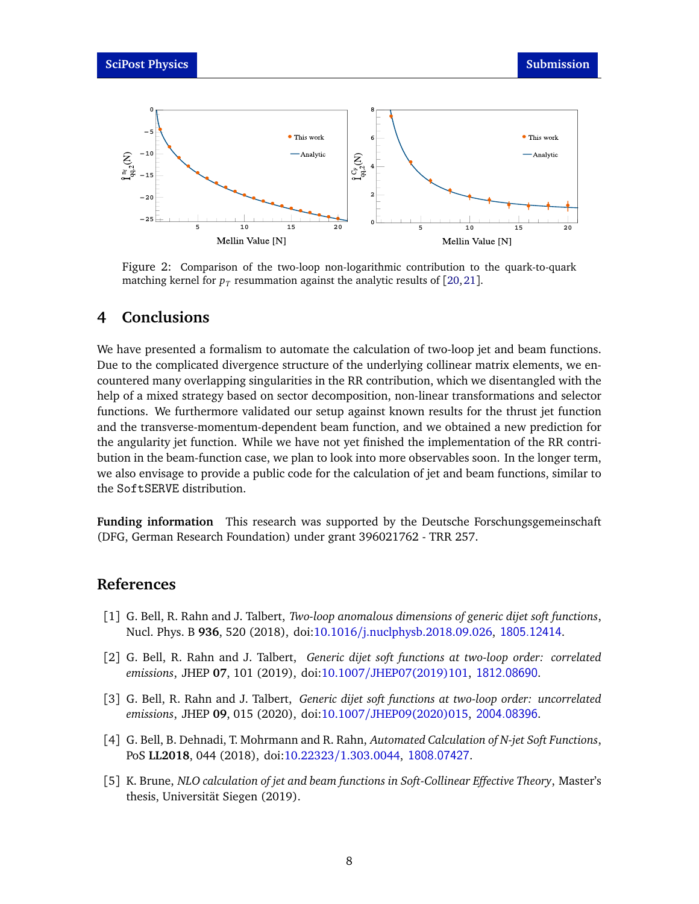Figure 2: Comparison of the two-loop non-logarithmic contribution to the quark-to-quark matching kernel for $p_T$ resummation against the analytic results of [20,21].

## 4 Conclusions

We have presented a formalism to automate the calculation of two-loop jet and beam functions. Due to the complicated divergence structure of the underlying collinear matrix elements, we encountered many overlapping singularities in the RR contribution, which we disentangled with the help of a mixed strategy based on sector decomposition, non-linear transformations and selector functions. We furthermore validated our setup against known results for the thrust jet function and the transverse-momentum-dependent beam function, and we obtained a new prediction for the angularity jet function. While we have not yet finished the implementation of the RR contribution in the beam-function case, we plan to look into more observables soon. In the longer term, we also envisage to provide a public code for the calculation of jet and beam functions, similar to the SoftSERVE distribution.

**Funding information** This research was supported by the Deutsche Forschungsgemeinschaft (DFG, German Research Foundation) under grant 396021762 - TRR 257.

## References

[1] G. Bell, R. Rahn and J. Talbert, *Two-loop anomalous dimensions of generic dijet soft functions*, Nucl. Phys. B **936**, 520 (2018), doi:10.1016/j.nuclphysb.2018.09.026, 1805.12414.

[2] G. Bell, R. Rahn and J. Talbert, *Generic dijet soft functions at two-loop order: correlated emissions*, JHEP **07**, 101 (2019), doi:10.1007/JHEP07(2019)101, 1812.08690.

[3] G. Bell, R. Rahn and J. Talbert, *Generic dijet soft functions at two-loop order: uncorrelated emissions*, JHEP **09**, 015 (2020), doi:10.1007/JHEP09(2020)015, 2004.08396.

[4] G. Bell, B. Dehnadi, T. Mohrmann and R. Rahn, *Automated Calculation of N-jet Soft Functions*, PoS **LL2018**, 044 (2018), doi:10.22323/1.303.0044, 1808.07427.

[5] K. Brune, *NLO calculation of jet and beam functions in Soft-Collinear Effective Theory*, Master's thesis, Universität Siegen (2019).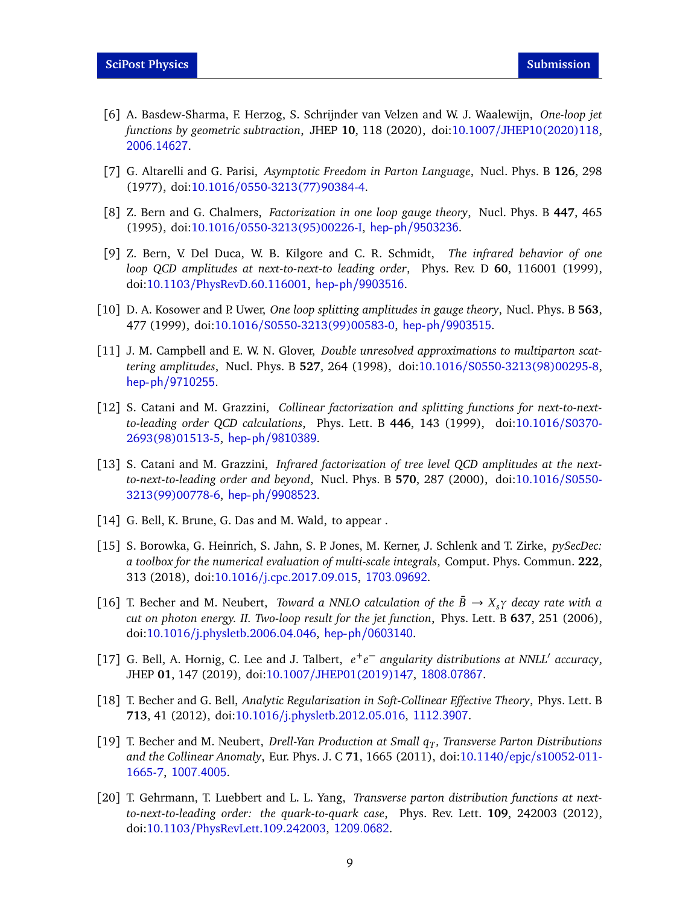[6] A. Basdew-Sharma, F. Herzog, S. Schrijnder van Velzen and W. J. Waalewijn, *One-loop jet functions by geometric subtraction*, JHEP **10**, 118 (2020), doi:10.1007/JHEP10(2020)118, 2006.14627.

[7] G. Altarelli and G. Parisi, *Asymptotic Freedom in Parton Language*, Nucl. Phys. B **126**, 298 (1977), doi:10.1016/0550-3213(77)90384-4.

[8] Z. Bern and G. Chalmers, *Factorization in one loop gauge theory*, Nucl. Phys. B **447**, 465 (1995), doi:10.1016/0550-3213(95)00226-I, hep-ph/9503236.

[9] Z. Bern, V. Del Duca, W. B. Kilgore and C. R. Schmidt, *The infrared behavior of one loop QCD amplitudes at next-to-next-to leading order*, Phys. Rev. D **60**, 116001 (1999), doi:10.1103/PhysRevD.60.116001, hep-ph/9903516.

[10] D. A. Kosower and P. Uwer, *One loop splitting amplitudes in gauge theory*, Nucl. Phys. B **563**, 477 (1999), doi:10.1016/S0550-3213(99)00583-0, hep-ph/9903515.

[11] J. M. Campbell and E. W. N. Glover, *Double unresolved approximations to multiparton scattering amplitudes*, Nucl. Phys. B **527**, 264 (1998), doi:10.1016/S0550-3213(98)00295-8, hep-ph/9710255.

[12] S. Catani and M. Grazzini, *Collinear factorization and splitting functions for next-to-next-to-leading order QCD calculations*, Phys. Lett. B **446**, 143 (1999), doi:10.1016/S0370-2693(98)01513-5, hep-ph/9810389.

[13] S. Catani and M. Grazzini, *Infrared factorization of tree level QCD amplitudes at the next-to-next-to-leading order and beyond*, Nucl. Phys. B **570**, 287 (2000), doi:10.1016/S0550-3213(99)00778-6, hep-ph/9908523.

[14] G. Bell, K. Brune, G. Das and M. Wald, to appear .

[15] S. Borowka, G. Heinrich, S. Jahn, S. P. Jones, M. Kerner, J. Schlenk and T. Zirke, *pySecDec: a toolbox for the numerical evaluation of multi-scale integrals*, Comput. Phys. Commun. **222**, 313 (2018), doi:10.1016/j.cpc.2017.09.015, 1703.09692.

[16] T. Becher and M. Neubert, *Toward a NNLO calculation of the $\bar{B} \to X_s \gamma$ decay rate with a cut on photon energy. II. Two-loop result for the jet function*, Phys. Lett. B **637**, 251 (2006), doi:10.1016/j.physletb.2006.04.046, hep-ph/0603140.

[17] G. Bell, A. Hornig, C. Lee and J. Talbert, *$e^+e^-$ angularity distributions at NNLL$'$ accuracy*, JHEP **01**, 147 (2019), doi:10.1007/JHEP01(2019)147, 1808.07867.

[18] T. Becher and G. Bell, *Analytic Regularization in Soft-Collinear Effective Theory*, Phys. Lett. B **713**, 41 (2012), doi:10.1016/j.physletb.2012.05.016, 1112.3907.

[19] T. Becher and M. Neubert, *Drell-Yan Production at Small $q_T$, Transverse Parton Distributions and the Collinear Anomaly*, Eur. Phys. J. C **71**, 1665 (2011), doi:10.1140/epjc/s10052-011-1665-7, 1007.4005.

[20] T. Gehrmann, T. Luebbert and L. L. Yang, *Transverse parton distribution functions at next-to-next-to-leading order: the quark-to-quark case*, Phys. Rev. Lett. **109**, 242003 (2012), doi:10.1103/PhysRevLett.109.242003, 1209.0682.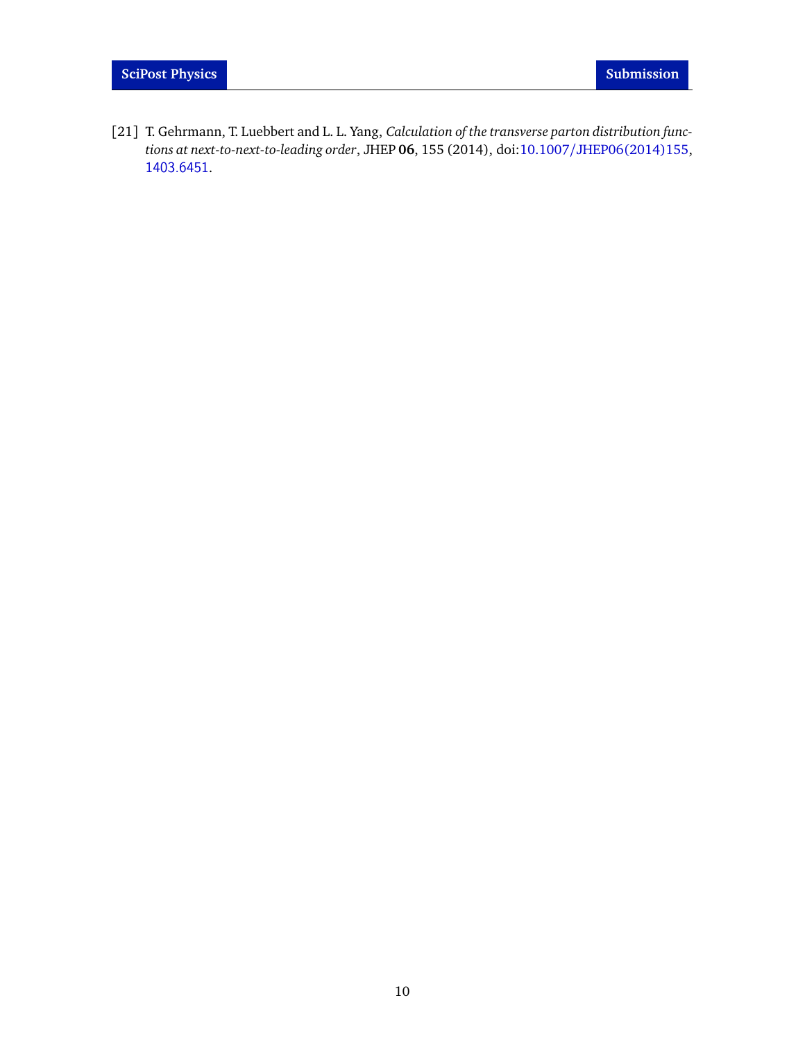[21] T. Gehrmann, T. Luebbert and L. L. Yang, *Calculation of the transverse parton distribution functions at next-to-next-to-leading order*, JHEP **06**, 155 (2014), doi:10.1007/JHEP06(2014)155, 1403.6451.